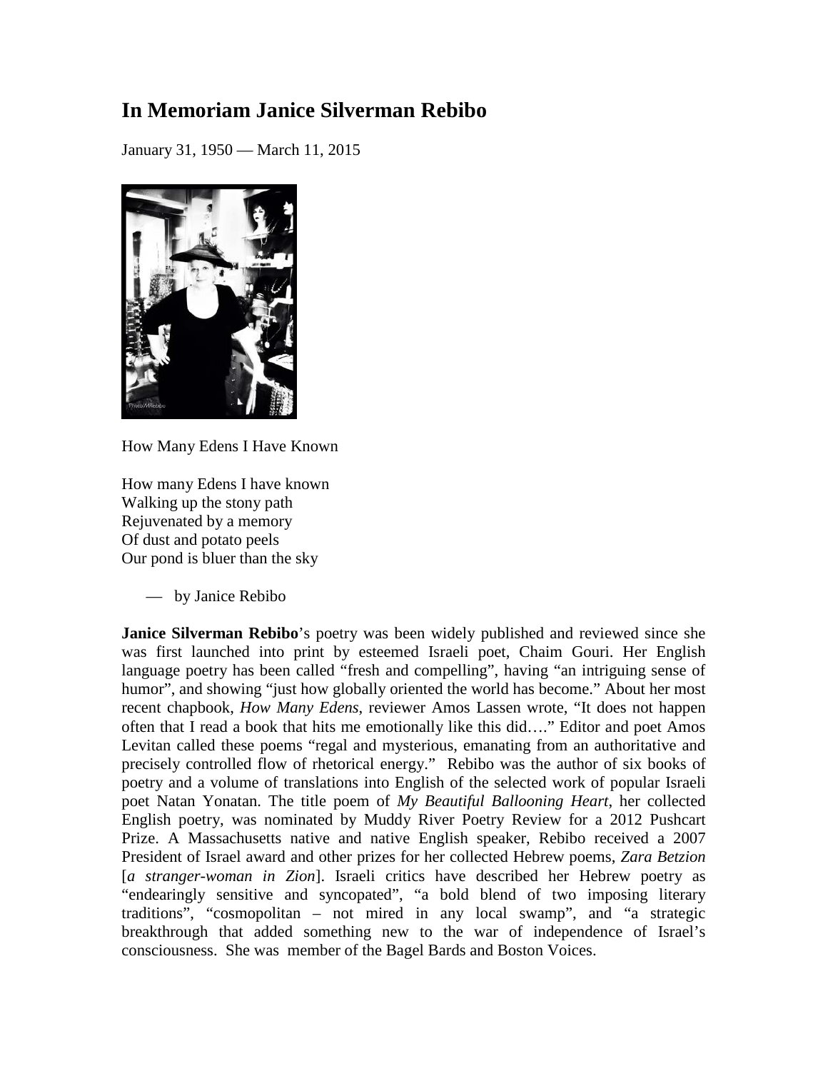# In Memoriam Janice Silverman Rebibo

January 31, 1950 — March 11, 2015

How Many Edens I Have Known

How many Edens I have known  
Walking up the stony path  
Rejuvenated by a memory  
Of dust and potato peels  
Our pond is bluer than the sky

— by Janice Rebibo

**Janice Silverman Rebibo**'s poetry was been widely published and reviewed since she was first launched into print by esteemed Israeli poet, Chaim Gouri. Her English language poetry has been called "fresh and compelling", having "an intriguing sense of humor", and showing "just how globally oriented the world has become." About her most recent chapbook, *How Many Edens*, reviewer Amos Lassen wrote, "It does not happen often that I read a book that hits me emotionally like this did…." Editor and poet Amos Levitan called these poems "regal and mysterious, emanating from an authoritative and precisely controlled flow of rhetorical energy." Rebibo was the author of six books of poetry and a volume of translations into English of the selected work of popular Israeli poet Natan Yonatan. The title poem of *My Beautiful Ballooning Heart*, her collected English poetry, was nominated by Muddy River Poetry Review for a 2012 Pushcart Prize. A Massachusetts native and native English speaker, Rebibo received a 2007 President of Israel award and other prizes for her collected Hebrew poems, *Zara Betzion* [*a stranger-woman in Zion*]. Israeli critics have described her Hebrew poetry as "endearingly sensitive and syncopated", "a bold blend of two imposing literary traditions", "cosmopolitan – not mired in any local swamp", and "a strategic breakthrough that added something new to the war of independence of Israel's consciousness. She was member of the Bagel Bards and Boston Voices.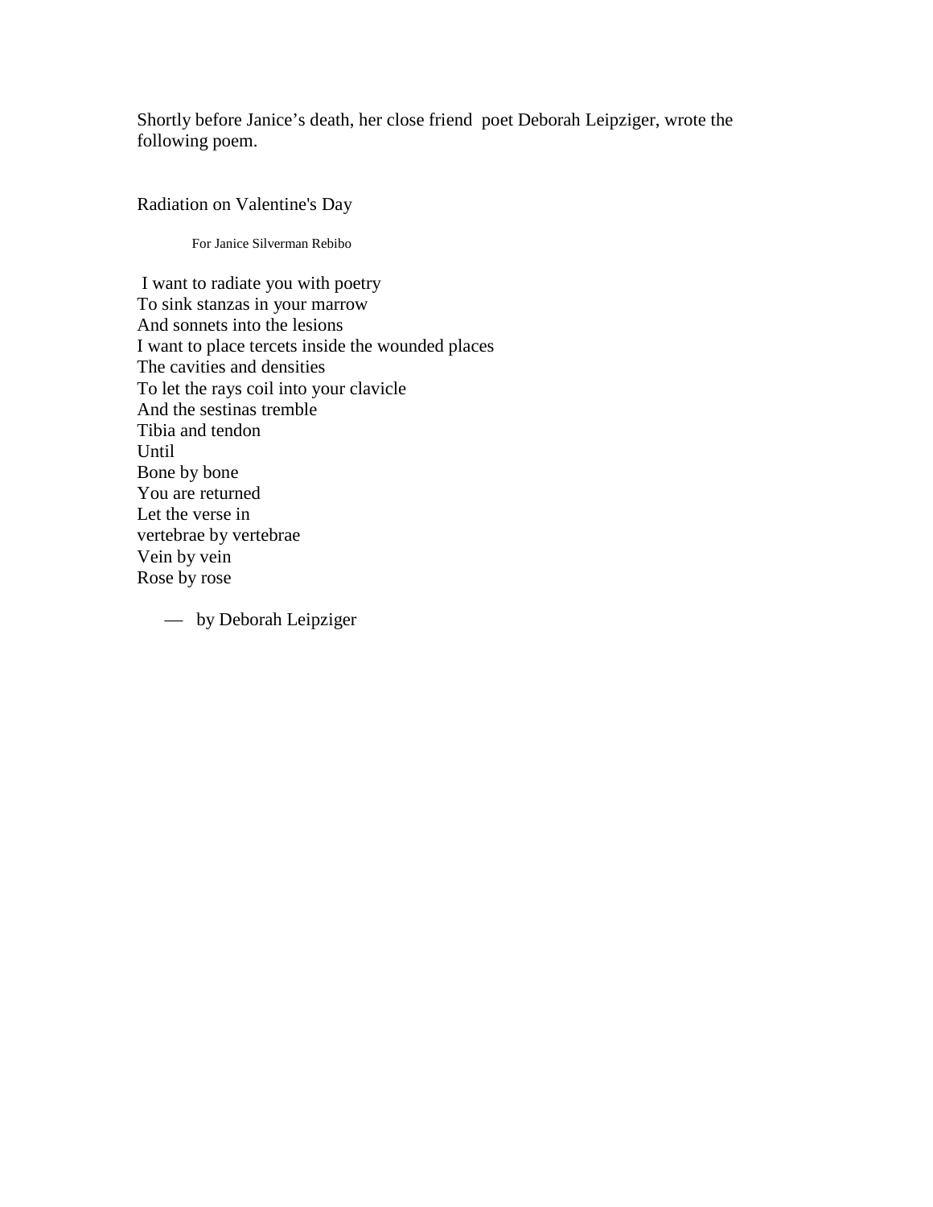Shortly before Janice's death, her close friend poet Deborah Leipziger, wrote the following poem.

Radiation on Valentine's Day

For Janice Silverman Rebibo

I want to radiate you with poetry  
To sink stanzas in your marrow  
And sonnets into the lesions  
I want to place tercets inside the wounded places  
The cavities and densities  
To let the rays coil into your clavicle  
And the sestinas tremble  
Tibia and tendon  
Until  
Bone by bone  
You are returned  
Let the verse in  
vertebrae by vertebrae  
Vein by vein  
Rose by rose

— by Deborah Leipziger